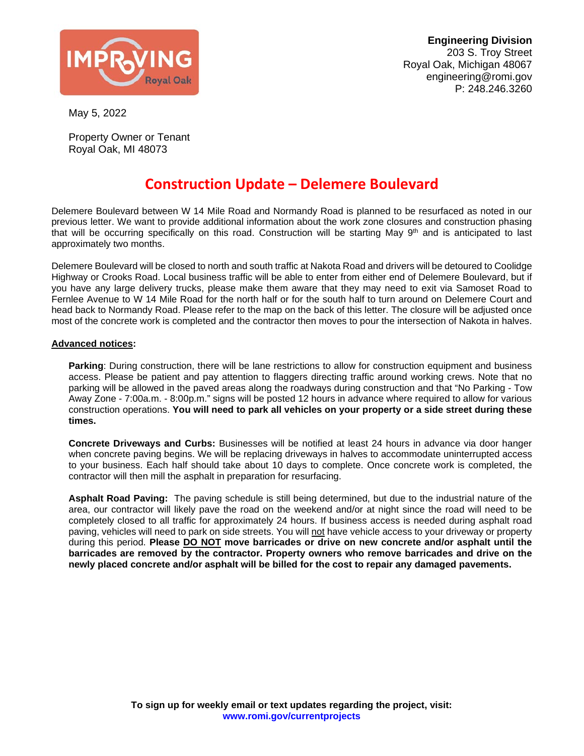**Engineering Division**
203 S. Troy Street
Royal Oak, Michigan 48067
engineering@romi.gov
P: 248.246.3260

May 5, 2022

Property Owner or Tenant
Royal Oak, MI 48073

# Construction Update – Delemere Boulevard

Delemere Boulevard between W 14 Mile Road and Normandy Road is planned to be resurfaced as noted in our previous letter. We want to provide additional information about the work zone closures and construction phasing that will be occurring specifically on this road. Construction will be starting May 9th and is anticipated to last approximately two months.

Delemere Boulevard will be closed to north and south traffic at Nakota Road and drivers will be detoured to Coolidge Highway or Crooks Road. Local business traffic will be able to enter from either end of Delemere Boulevard, but if you have any large delivery trucks, please make them aware that they may need to exit via Samoset Road to Fernlee Avenue to W 14 Mile Road for the north half or for the south half to turn around on Delemere Court and head back to Normandy Road. Please refer to the map on the back of this letter. The closure will be adjusted once most of the concrete work is completed and the contractor then moves to pour the intersection of Nakota in halves.

**Advanced notices:**

**Parking**: During construction, there will be lane restrictions to allow for construction equipment and business access. Please be patient and pay attention to flaggers directing traffic around working crews. Note that no parking will be allowed in the paved areas along the roadways during construction and that "No Parking - Tow Away Zone - 7:00a.m. - 8:00p.m." signs will be posted 12 hours in advance where required to allow for various construction operations. **You will need to park all vehicles on your property or a side street during these times.**

**Concrete Driveways and Curbs:** Businesses will be notified at least 24 hours in advance via door hanger when concrete paving begins. We will be replacing driveways in halves to accommodate uninterrupted access to your business. Each half should take about 10 days to complete. Once concrete work is completed, the contractor will then mill the asphalt in preparation for resurfacing.

**Asphalt Road Paving:** The paving schedule is still being determined, but due to the industrial nature of the area, our contractor will likely pave the road on the weekend and/or at night since the road will need to be completely closed to all traffic for approximately 24 hours. If business access is needed during asphalt road paving, vehicles will need to park on side streets. You will not have vehicle access to your driveway or property during this period. **Please DO NOT move barricades or drive on new concrete and/or asphalt until the barricades are removed by the contractor. Property owners who remove barricades and drive on the newly placed concrete and/or asphalt will be billed for the cost to repair any damaged pavements.**

**To sign up for weekly email or text updates regarding the project, visit:**
**www.romi.gov/currentprojects**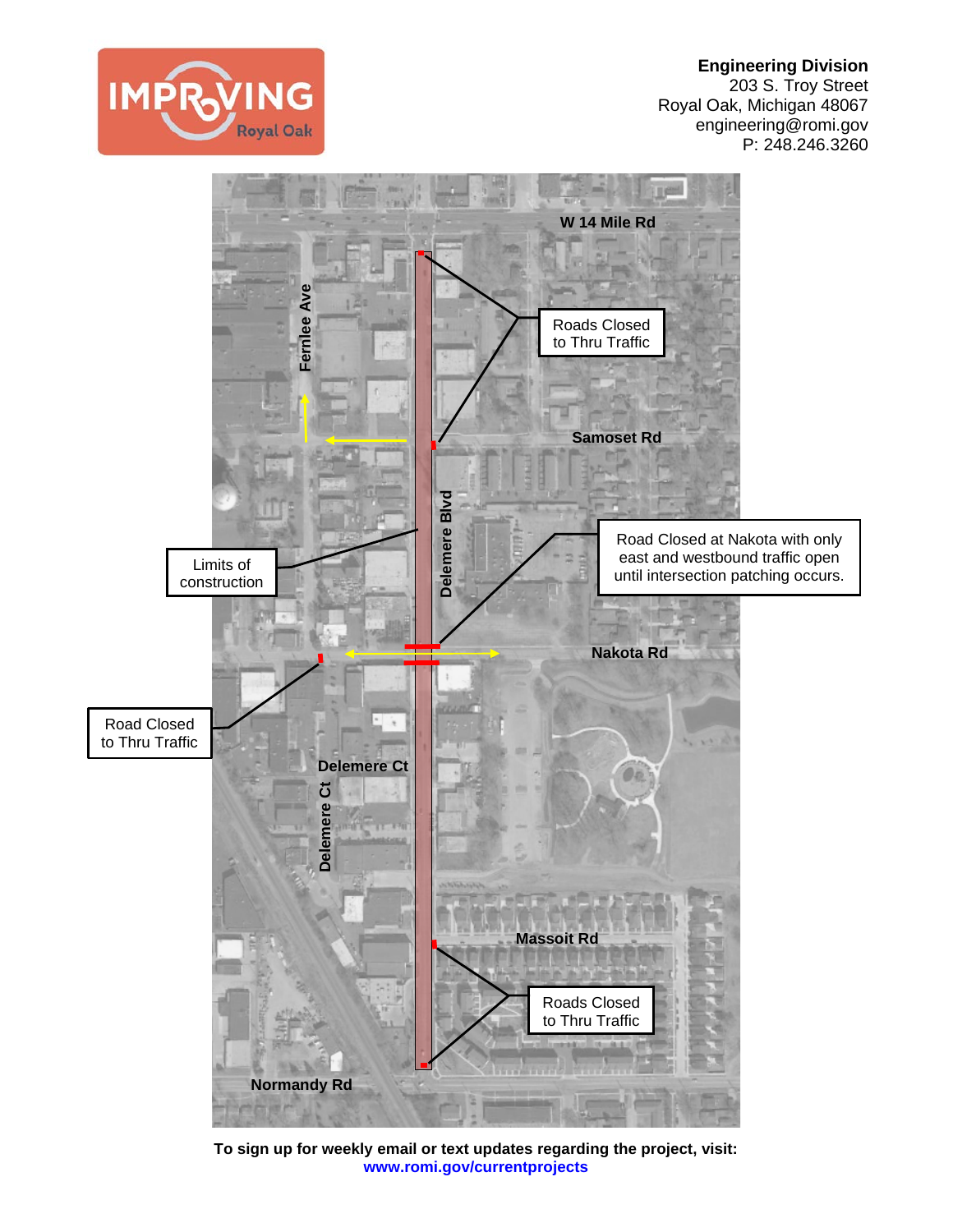IMPROVING Royal Oak

**Engineering Division**
203 S. Troy Street
Royal Oak, Michigan 48067
engineering@romi.gov
P: 248.246.3260

W 14 Mile Rd

Fernlee Ave

Roads Closed to Thru Traffic

Samoset Rd

Delemere Blvd

Limits of construction

Road Closed at Nakota with only east and westbound traffic open until intersection patching occurs.

Nakota Rd

Road Closed to Thru Traffic

Delemere Ct

Delemere Ct

Massoit Rd

Roads Closed to Thru Traffic

Normandy Rd

**To sign up for weekly email or text updates regarding the project, visit:**
**www.romi.gov/currentprojects**